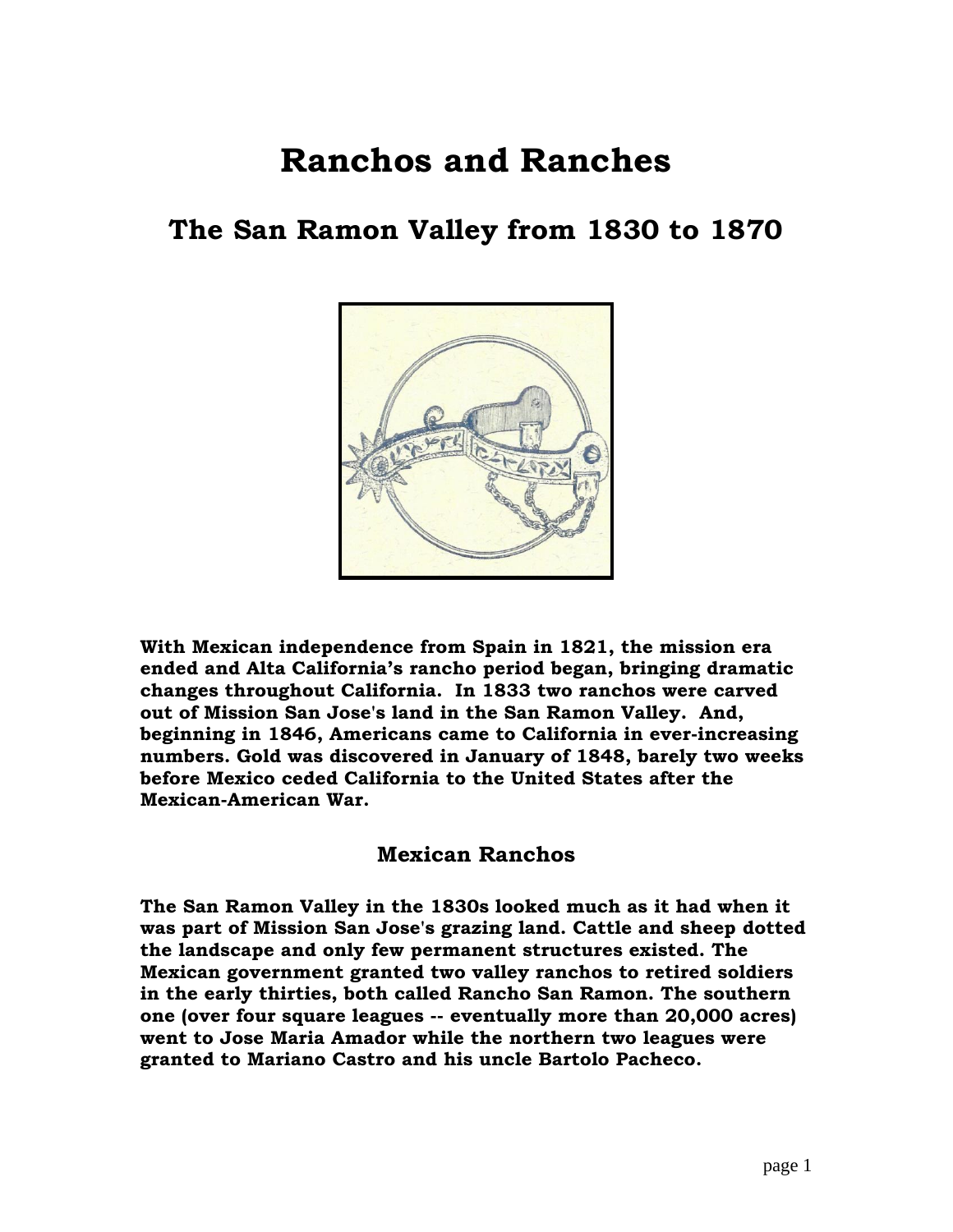# Ranchos and Ranches

## The San Ramon Valley from 1830 to 1870

**With Mexican independence from Spain in 1821, the mission era ended and Alta California's rancho period began, bringing dramatic changes throughout California. In 1833 two ranchos were carved out of Mission San Jose's land in the San Ramon Valley. And, beginning in 1846, Americans came to California in ever-increasing numbers. Gold was discovered in January of 1848, barely two weeks before Mexico ceded California to the United States after the Mexican-American War.**

### Mexican Ranchos

**The San Ramon Valley in the 1830s looked much as it had when it was part of Mission San Jose's grazing land. Cattle and sheep dotted the landscape and only few permanent structures existed. The Mexican government granted two valley ranchos to retired soldiers in the early thirties, both called Rancho San Ramon. The southern one (over four square leagues -- eventually more than 20,000 acres) went to Jose Maria Amador while the northern two leagues were granted to Mariano Castro and his uncle Bartolo Pacheco.**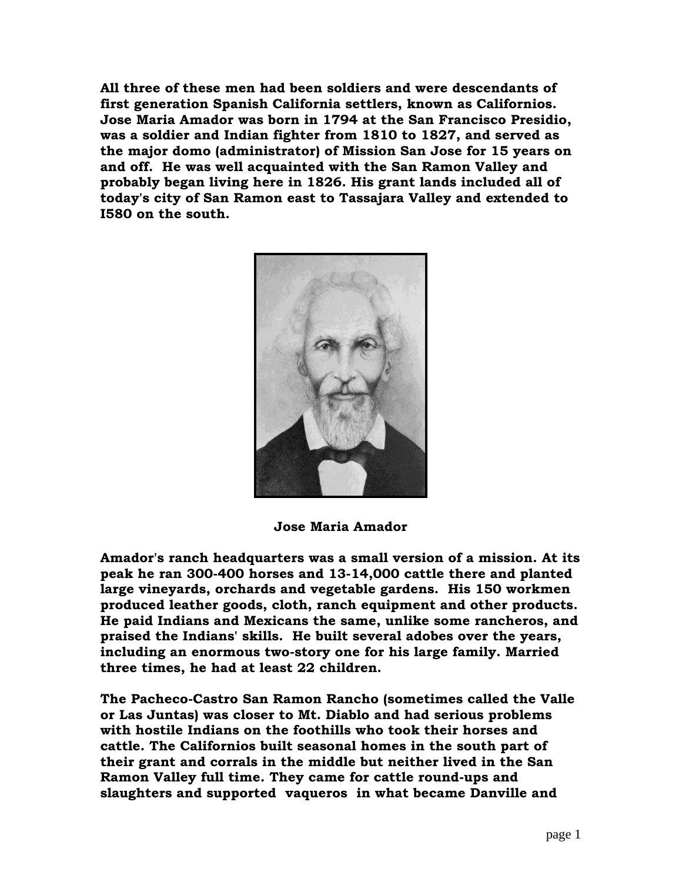**All three of these men had been soldiers and were descendants of first generation Spanish California settlers, known as Californios. Jose Maria Amador was born in 1794 at the San Francisco Presidio, was a soldier and Indian fighter from 1810 to 1827, and served as the major domo (administrator) of Mission San Jose for 15 years on and off. He was well acquainted with the San Ramon Valley and probably began living here in 1826. His grant lands included all of today's city of San Ramon east to Tassajara Valley and extended to I580 on the south.**

**Jose Maria Amador**

**Amador's ranch headquarters was a small version of a mission. At its peak he ran 300-400 horses and 13-14,000 cattle there and planted large vineyards, orchards and vegetable gardens. His 150 workmen produced leather goods, cloth, ranch equipment and other products. He paid Indians and Mexicans the same, unlike some rancheros, and praised the Indians' skills. He built several adobes over the years, including an enormous two-story one for his large family. Married three times, he had at least 22 children.**

**The Pacheco-Castro San Ramon Rancho (sometimes called the Valle or Las Juntas) was closer to Mt. Diablo and had serious problems with hostile Indians on the foothills who took their horses and cattle. The Californios built seasonal homes in the south part of their grant and corrals in the middle but neither lived in the San Ramon Valley full time. They came for cattle round-ups and slaughters and supported vaqueros in what became Danville and**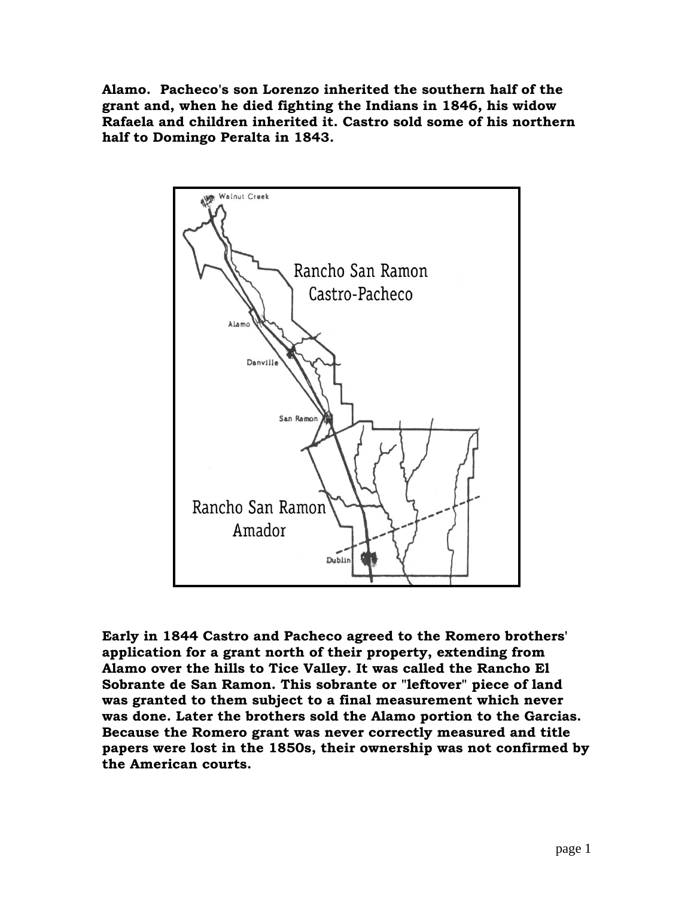**Alamo. Pacheco's son Lorenzo inherited the southern half of the grant and, when he died fighting the Indians in 1846, his widow Rafaela and children inherited it. Castro sold some of his northern half to Domingo Peralta in 1843.**

**Early in 1844 Castro and Pacheco agreed to the Romero brothers' application for a grant north of their property, extending from Alamo over the hills to Tice Valley. It was called the Rancho El Sobrante de San Ramon. This sobrante or "leftover" piece of land was granted to them subject to a final measurement which never was done. Later the brothers sold the Alamo portion to the Garcias. Because the Romero grant was never correctly measured and title papers were lost in the 1850s, their ownership was not confirmed by the American courts.**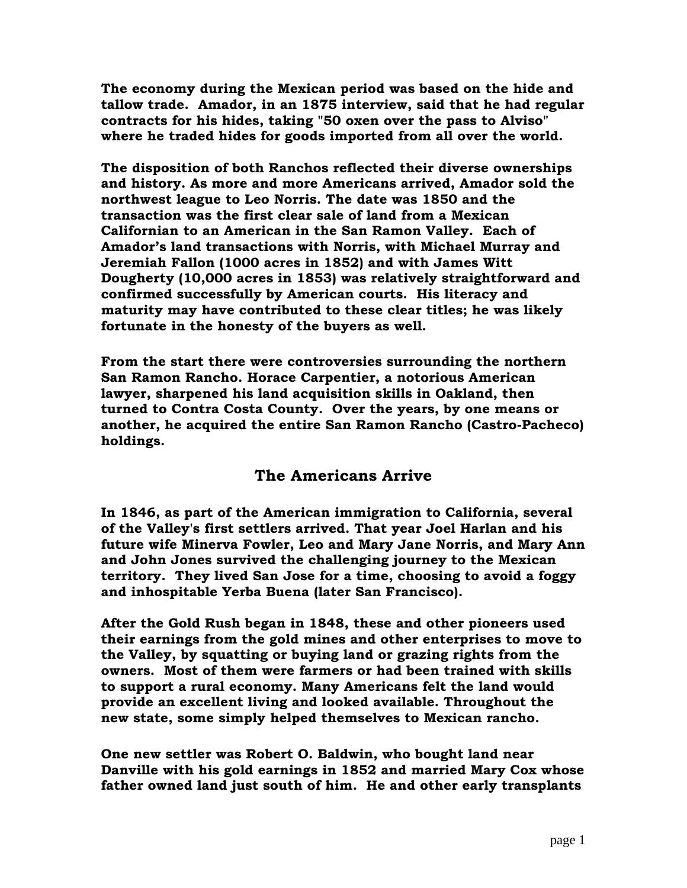**The economy during the Mexican period was based on the hide and tallow trade. Amador, in an 1875 interview, said that he had regular contracts for his hides, taking "50 oxen over the pass to Alviso" where he traded hides for goods imported from all over the world.**

**The disposition of both Ranchos reflected their diverse ownerships and history. As more and more Americans arrived, Amador sold the northwest league to Leo Norris. The date was 1850 and the transaction was the first clear sale of land from a Mexican Californian to an American in the San Ramon Valley. Each of Amador's land transactions with Norris, with Michael Murray and Jeremiah Fallon (1000 acres in 1852) and with James Witt Dougherty (10,000 acres in 1853) was relatively straightforward and confirmed successfully by American courts. His literacy and maturity may have contributed to these clear titles; he was likely fortunate in the honesty of the buyers as well.**

**From the start there were controversies surrounding the northern San Ramon Rancho. Horace Carpentier, a notorious American lawyer, sharpened his land acquisition skills in Oakland, then turned to Contra Costa County. Over the years, by one means or another, he acquired the entire San Ramon Rancho (Castro-Pacheco) holdings.**

## The Americans Arrive

**In 1846, as part of the American immigration to California, several of the Valley's first settlers arrived. That year Joel Harlan and his future wife Minerva Fowler, Leo and Mary Jane Norris, and Mary Ann and John Jones survived the challenging journey to the Mexican territory. They lived San Jose for a time, choosing to avoid a foggy and inhospitable Yerba Buena (later San Francisco).**

**After the Gold Rush began in 1848, these and other pioneers used their earnings from the gold mines and other enterprises to move to the Valley, by squatting or buying land or grazing rights from the owners. Most of them were farmers or had been trained with skills to support a rural economy. Many Americans felt the land would provide an excellent living and looked available. Throughout the new state, some simply helped themselves to Mexican rancho.**

**One new settler was Robert O. Baldwin, who bought land near Danville with his gold earnings in 1852 and married Mary Cox whose father owned land just south of him. He and other early transplants**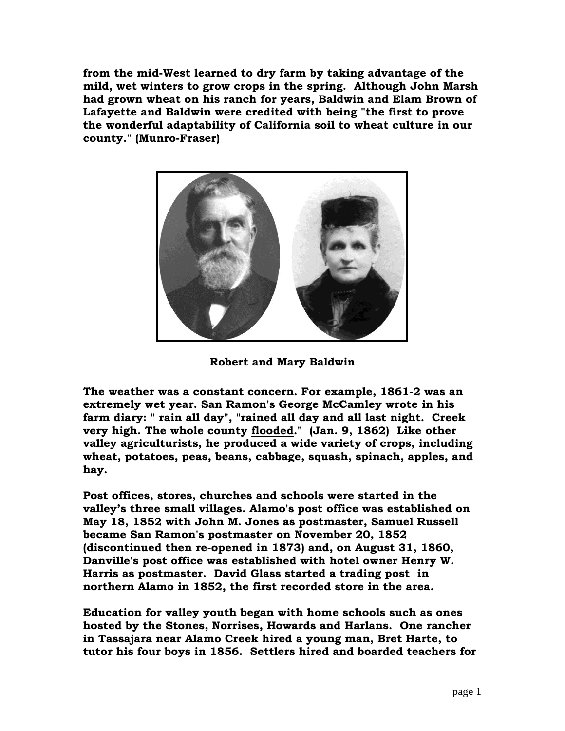**from the mid-West learned to dry farm by taking advantage of the mild, wet winters to grow crops in the spring. Although John Marsh had grown wheat on his ranch for years, Baldwin and Elam Brown of Lafayette and Baldwin were credited with being "the first to prove the wonderful adaptability of California soil to wheat culture in our county." (Munro-Fraser)**

**Robert and Mary Baldwin**

**The weather was a constant concern. For example, 1861-2 was an extremely wet year. San Ramon's George McCamley wrote in his farm diary: " rain all day", "rained all day and all last night. Creek very high. The whole county <u>flooded</u>." (Jan. 9, 1862) Like other valley agriculturists, he produced a wide variety of crops, including wheat, potatoes, peas, beans, cabbage, squash, spinach, apples, and hay.**

**Post offices, stores, churches and schools were started in the valley's three small villages. Alamo's post office was established on May 18, 1852 with John M. Jones as postmaster, Samuel Russell became San Ramon's postmaster on November 20, 1852 (discontinued then re-opened in 1873) and, on August 31, 1860, Danville's post office was established with hotel owner Henry W. Harris as postmaster. David Glass started a trading post in northern Alamo in 1852, the first recorded store in the area.**

**Education for valley youth began with home schools such as ones hosted by the Stones, Norrises, Howards and Harlans. One rancher in Tassajara near Alamo Creek hired a young man, Bret Harte, to tutor his four boys in 1856. Settlers hired and boarded teachers for**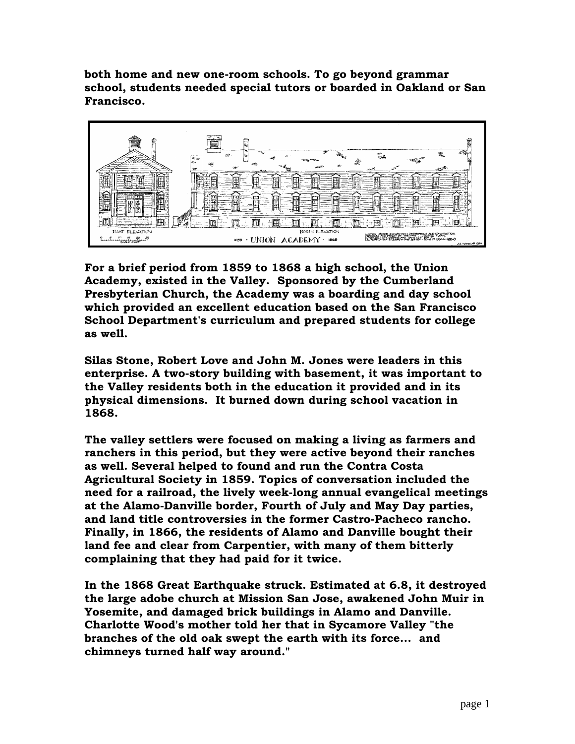**both home and new one-room schools. To go beyond grammar school, students needed special tutors or boarded in Oakland or San Francisco.**

**For a brief period from 1859 to 1868 a high school, the Union Academy, existed in the Valley. Sponsored by the Cumberland Presbyterian Church, the Academy was a boarding and day school which provided an excellent education based on the San Francisco School Department's curriculum and prepared students for college as well.**

**Silas Stone, Robert Love and John M. Jones were leaders in this enterprise. A two-story building with basement, it was important to the Valley residents both in the education it provided and in its physical dimensions. It burned down during school vacation in 1868.**

**The valley settlers were focused on making a living as farmers and ranchers in this period, but they were active beyond their ranches as well. Several helped to found and run the Contra Costa Agricultural Society in 1859. Topics of conversation included the need for a railroad, the lively week-long annual evangelical meetings at the Alamo-Danville border, Fourth of July and May Day parties, and land title controversies in the former Castro-Pacheco rancho. Finally, in 1866, the residents of Alamo and Danville bought their land fee and clear from Carpentier, with many of them bitterly complaining that they had paid for it twice.**

**In the 1868 Great Earthquake struck. Estimated at 6.8, it destroyed the large adobe church at Mission San Jose, awakened John Muir in Yosemite, and damaged brick buildings in Alamo and Danville. Charlotte Wood's mother told her that in Sycamore Valley "the branches of the old oak swept the earth with its force... and chimneys turned half way around."**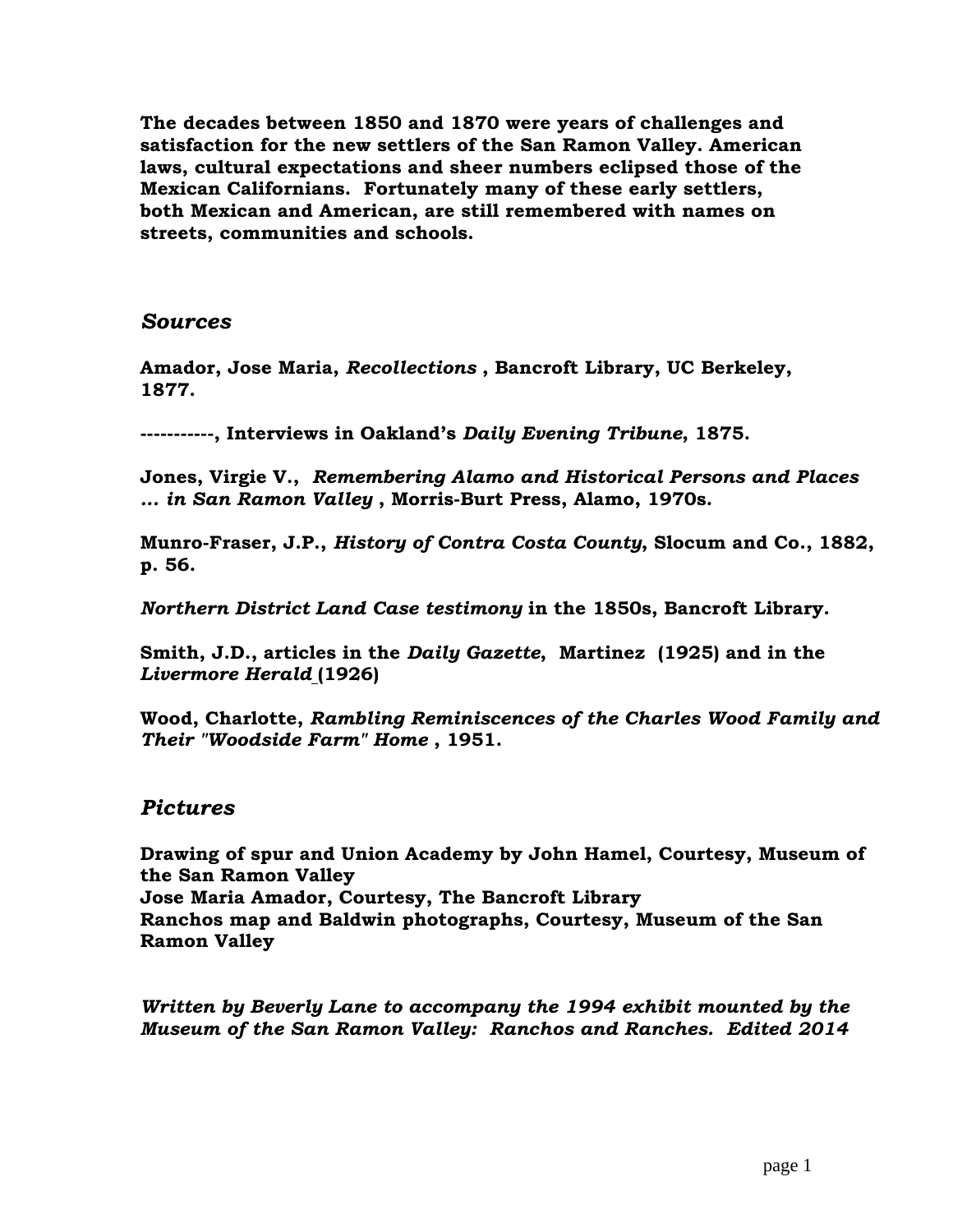**The decades between 1850 and 1870 were years of challenges and satisfaction for the new settlers of the San Ramon Valley. American laws, cultural expectations and sheer numbers eclipsed those of the Mexican Californians. Fortunately many of these early settlers, both Mexican and American, are still remembered with names on streets, communities and schools.**

## *Sources*

**Amador, Jose Maria, *Recollections* , Bancroft Library, UC Berkeley, 1877.**

**-----------, Interviews in Oakland's *Daily Evening Tribune*, 1875.**

**Jones, Virgie V., *Remembering Alamo and Historical Persons and Places ... in San Ramon Valley* , Morris-Burt Press, Alamo, 1970s.**

**Munro-Fraser, J.P., *History of Contra Costa County*, Slocum and Co., 1882, p. 56.**

***Northern District Land Case testimony* in the 1850s, Bancroft Library.**

**Smith, J.D., articles in the *Daily Gazette*, Martinez (1925) and in the *Livermore Herald* (1926)**

**Wood, Charlotte, *Rambling Reminiscences of the Charles Wood Family and Their "Woodside Farm" Home* , 1951.**

## *Pictures*

**Drawing of spur and Union Academy by John Hamel, Courtesy, Museum of the San Ramon Valley**
**Jose Maria Amador, Courtesy, The Bancroft Library**
**Ranchos map and Baldwin photographs, Courtesy, Museum of the San Ramon Valley**

***Written by Beverly Lane to accompany the 1994 exhibit mounted by the Museum of the San Ramon Valley: Ranchos and Ranches. Edited 2014***